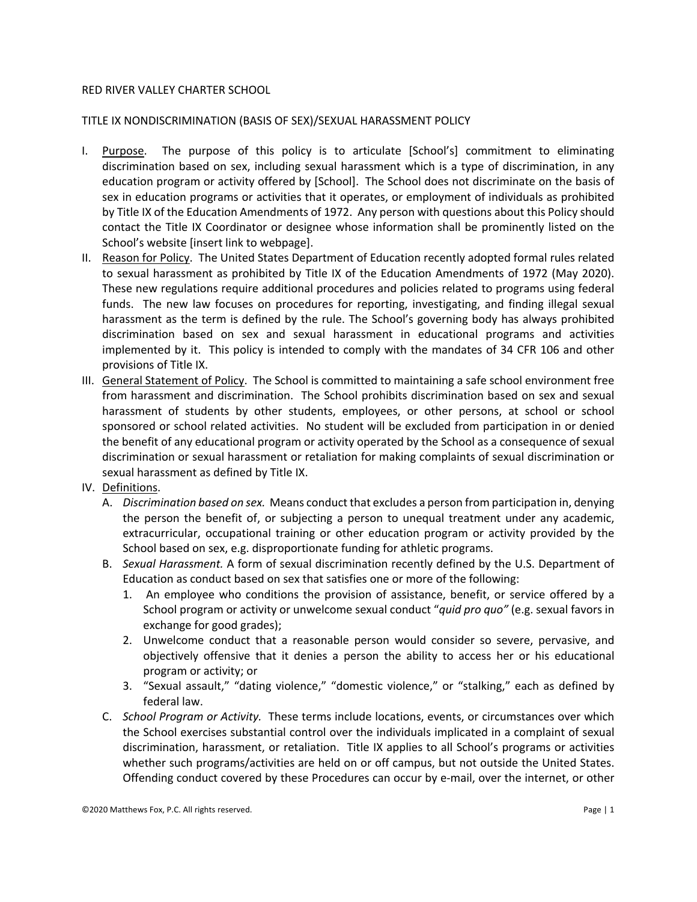RED RIVER VALLEY CHARTER SCHOOL

TITLE IX NONDISCRIMINATION (BASIS OF SEX)/SEXUAL HARASSMENT POLICY

I. Purpose. The purpose of this policy is to articulate [School's] commitment to eliminating discrimination based on sex, including sexual harassment which is a type of discrimination, in any education program or activity offered by [School]. The School does not discriminate on the basis of sex in education programs or activities that it operates, or employment of individuals as prohibited by Title IX of the Education Amendments of 1972. Any person with questions about this Policy should contact the Title IX Coordinator or designee whose information shall be prominently listed on the School's website [insert link to webpage].

II. Reason for Policy. The United States Department of Education recently adopted formal rules related to sexual harassment as prohibited by Title IX of the Education Amendments of 1972 (May 2020). These new regulations require additional procedures and policies related to programs using federal funds. The new law focuses on procedures for reporting, investigating, and finding illegal sexual harassment as the term is defined by the rule. The School's governing body has always prohibited discrimination based on sex and sexual harassment in educational programs and activities implemented by it. This policy is intended to comply with the mandates of 34 CFR 106 and other provisions of Title IX.

III. General Statement of Policy. The School is committed to maintaining a safe school environment free from harassment and discrimination. The School prohibits discrimination based on sex and sexual harassment of students by other students, employees, or other persons, at school or school sponsored or school related activities. No student will be excluded from participation in or denied the benefit of any educational program or activity operated by the School as a consequence of sexual discrimination or sexual harassment or retaliation for making complaints of sexual discrimination or sexual harassment as defined by Title IX.

IV. Definitions.

   A. *Discrimination based on sex.* Means conduct that excludes a person from participation in, denying the person the benefit of, or subjecting a person to unequal treatment under any academic, extracurricular, occupational training or other education program or activity provided by the School based on sex, e.g. disproportionate funding for athletic programs.

   B. *Sexual Harassment.* A form of sexual discrimination recently defined by the U.S. Department of Education as conduct based on sex that satisfies one or more of the following:

      1. An employee who conditions the provision of assistance, benefit, or service offered by a School program or activity or unwelcome sexual conduct "*quid pro quo"* (e.g. sexual favors in exchange for good grades);
      2. Unwelcome conduct that a reasonable person would consider so severe, pervasive, and objectively offensive that it denies a person the ability to access her or his educational program or activity; or
      3. "Sexual assault," "dating violence," "domestic violence," or "stalking," each as defined by federal law.

   C. *School Program or Activity.* These terms include locations, events, or circumstances over which the School exercises substantial control over the individuals implicated in a complaint of sexual discrimination, harassment, or retaliation. Title IX applies to all School's programs or activities whether such programs/activities are held on or off campus, but not outside the United States. Offending conduct covered by these Procedures can occur by e-mail, over the internet, or other

©2020 Matthews Fox, P.C. All rights reserved.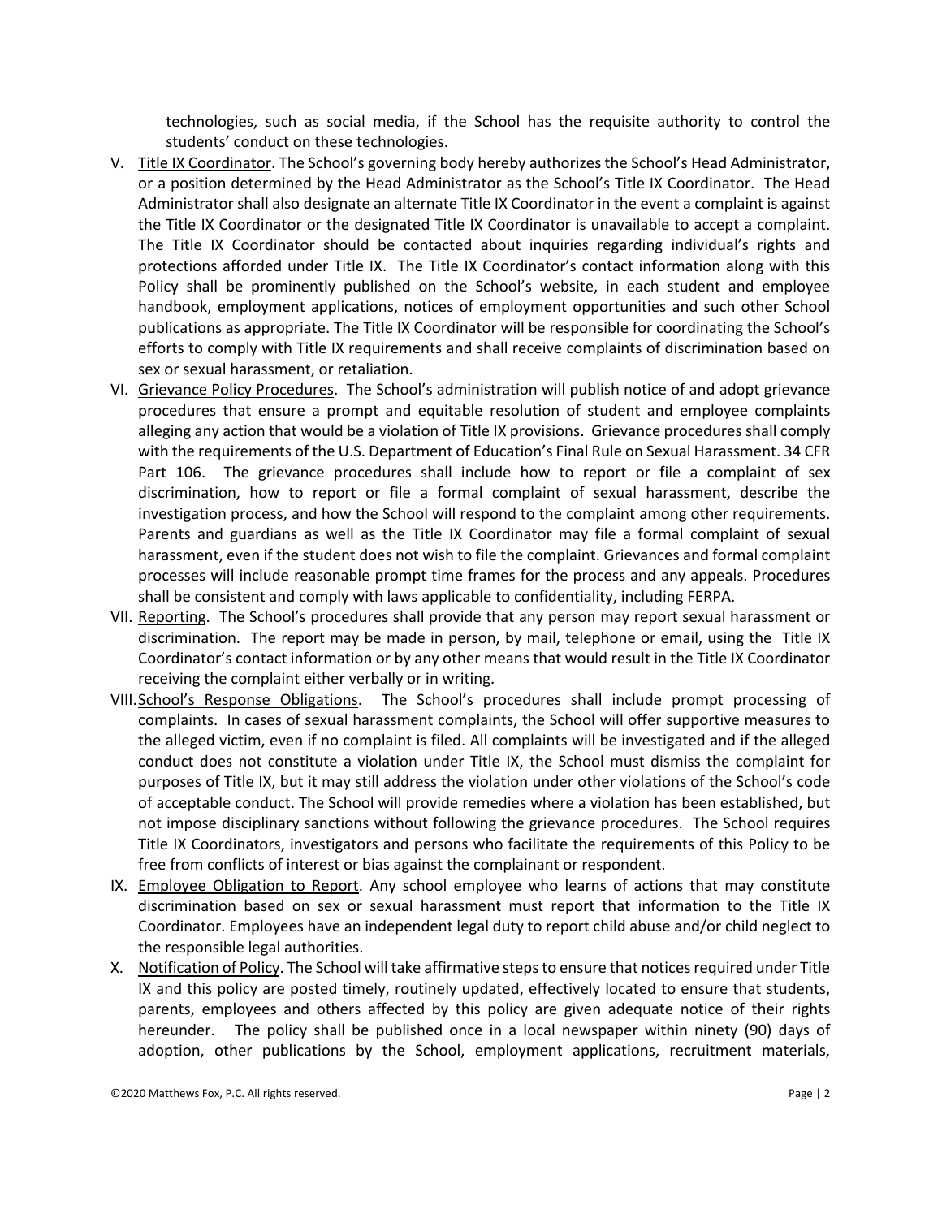technologies, such as social media, if the School has the requisite authority to control the students' conduct on these technologies.

V. Title IX Coordinator. The School's governing body hereby authorizes the School's Head Administrator, or a position determined by the Head Administrator as the School's Title IX Coordinator. The Head Administrator shall also designate an alternate Title IX Coordinator in the event a complaint is against the Title IX Coordinator or the designated Title IX Coordinator is unavailable to accept a complaint. The Title IX Coordinator should be contacted about inquiries regarding individual's rights and protections afforded under Title IX. The Title IX Coordinator's contact information along with this Policy shall be prominently published on the School's website, in each student and employee handbook, employment applications, notices of employment opportunities and such other School publications as appropriate. The Title IX Coordinator will be responsible for coordinating the School's efforts to comply with Title IX requirements and shall receive complaints of discrimination based on sex or sexual harassment, or retaliation.

VI. Grievance Policy Procedures. The School's administration will publish notice of and adopt grievance procedures that ensure a prompt and equitable resolution of student and employee complaints alleging any action that would be a violation of Title IX provisions. Grievance procedures shall comply with the requirements of the U.S. Department of Education's Final Rule on Sexual Harassment. 34 CFR Part 106. The grievance procedures shall include how to report or file a complaint of sex discrimination, how to report or file a formal complaint of sexual harassment, describe the investigation process, and how the School will respond to the complaint among other requirements. Parents and guardians as well as the Title IX Coordinator may file a formal complaint of sexual harassment, even if the student does not wish to file the complaint. Grievances and formal complaint processes will include reasonable prompt time frames for the process and any appeals. Procedures shall be consistent and comply with laws applicable to confidentiality, including FERPA.

VII. Reporting. The School's procedures shall provide that any person may report sexual harassment or discrimination. The report may be made in person, by mail, telephone or email, using the Title IX Coordinator's contact information or by any other means that would result in the Title IX Coordinator receiving the complaint either verbally or in writing.

VIII. School's Response Obligations. The School's procedures shall include prompt processing of complaints. In cases of sexual harassment complaints, the School will offer supportive measures to the alleged victim, even if no complaint is filed. All complaints will be investigated and if the alleged conduct does not constitute a violation under Title IX, the School must dismiss the complaint for purposes of Title IX, but it may still address the violation under other violations of the School's code of acceptable conduct. The School will provide remedies where a violation has been established, but not impose disciplinary sanctions without following the grievance procedures. The School requires Title IX Coordinators, investigators and persons who facilitate the requirements of this Policy to be free from conflicts of interest or bias against the complainant or respondent.

IX. Employee Obligation to Report. Any school employee who learns of actions that may constitute discrimination based on sex or sexual harassment must report that information to the Title IX Coordinator. Employees have an independent legal duty to report child abuse and/or child neglect to the responsible legal authorities.

X. Notification of Policy. The School will take affirmative steps to ensure that notices required under Title IX and this policy are posted timely, routinely updated, effectively located to ensure that students, parents, employees and others affected by this policy are given adequate notice of their rights hereunder. The policy shall be published once in a local newspaper within ninety (90) days of adoption, other publications by the School, employment applications, recruitment materials,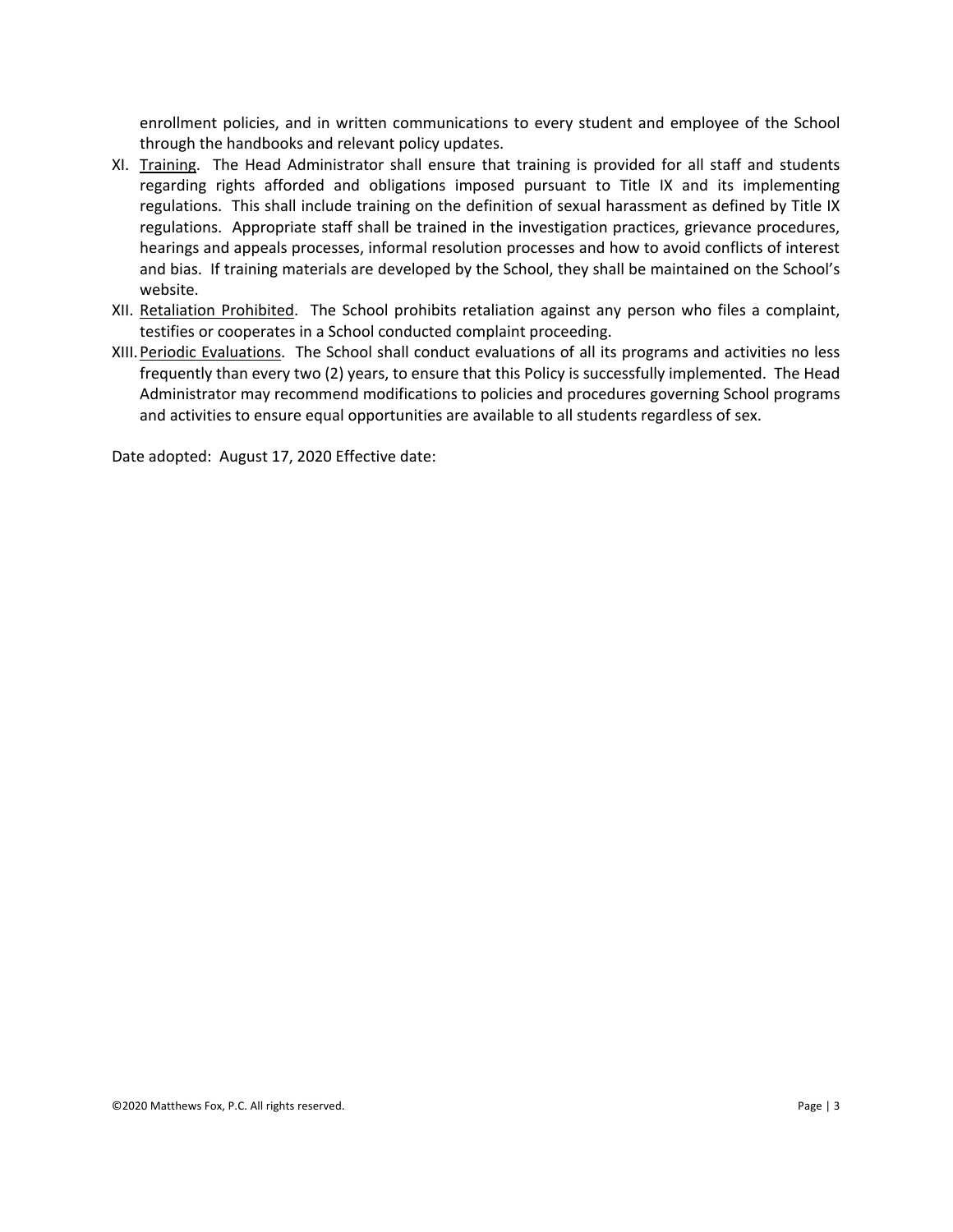enrollment policies, and in written communications to every student and employee of the School through the handbooks and relevant policy updates.

XI. Training. The Head Administrator shall ensure that training is provided for all staff and students regarding rights afforded and obligations imposed pursuant to Title IX and its implementing regulations. This shall include training on the definition of sexual harassment as defined by Title IX regulations. Appropriate staff shall be trained in the investigation practices, grievance procedures, hearings and appeals processes, informal resolution processes and how to avoid conflicts of interest and bias. If training materials are developed by the School, they shall be maintained on the School's website.

XII. Retaliation Prohibited. The School prohibits retaliation against any person who files a complaint, testifies or cooperates in a School conducted complaint proceeding.

XIII. Periodic Evaluations. The School shall conduct evaluations of all its programs and activities no less frequently than every two (2) years, to ensure that this Policy is successfully implemented. The Head Administrator may recommend modifications to policies and procedures governing School programs and activities to ensure equal opportunities are available to all students regardless of sex.

Date adopted: August 17, 2020 Effective date:

©2020 Matthews Fox, P.C. All rights reserved.